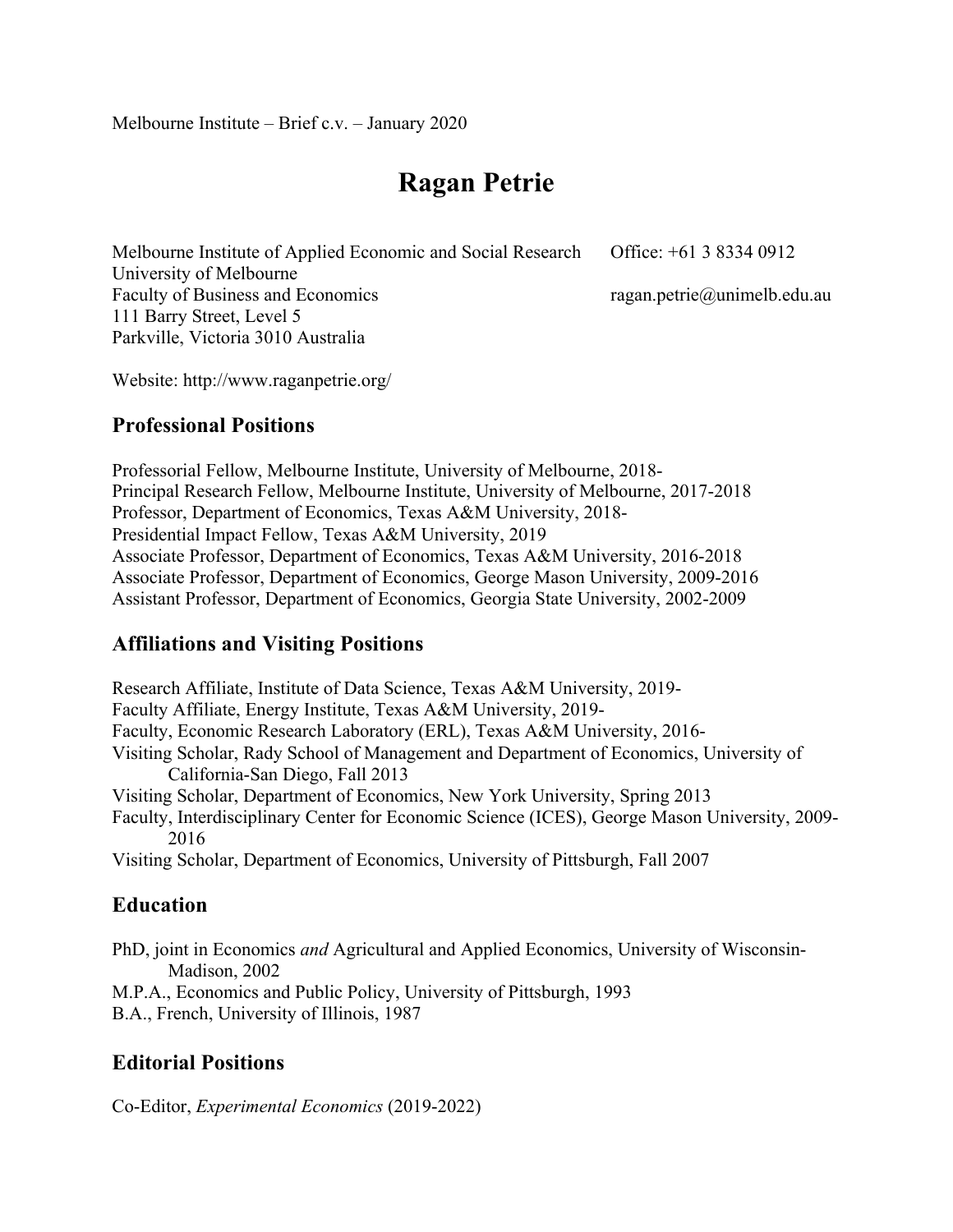Melbourne Institute – Brief c.v. – January 2020

# Ragan Petrie

Melbourne Institute of Applied Economic and Social Research
University of Melbourne
Faculty of Business and Economics
111 Barry Street, Level 5
Parkville, Victoria 3010 Australia

Office: +61 3 8334 0912
ragan.petrie@unimelb.edu.au

Website: http://www.raganpetrie.org/

## Professional Positions

Professorial Fellow, Melbourne Institute, University of Melbourne, 2018-
Principal Research Fellow, Melbourne Institute, University of Melbourne, 2017-2018
Professor, Department of Economics, Texas A&M University, 2018-
Presidential Impact Fellow, Texas A&M University, 2019
Associate Professor, Department of Economics, Texas A&M University, 2016-2018
Associate Professor, Department of Economics, George Mason University, 2009-2016
Assistant Professor, Department of Economics, Georgia State University, 2002-2009

## Affiliations and Visiting Positions

Research Affiliate, Institute of Data Science, Texas A&M University, 2019-
Faculty Affiliate, Energy Institute, Texas A&M University, 2019-
Faculty, Economic Research Laboratory (ERL), Texas A&M University, 2016-
Visiting Scholar, Rady School of Management and Department of Economics, University of California-San Diego, Fall 2013
Visiting Scholar, Department of Economics, New York University, Spring 2013
Faculty, Interdisciplinary Center for Economic Science (ICES), George Mason University, 2009-2016
Visiting Scholar, Department of Economics, University of Pittsburgh, Fall 2007

## Education

PhD, joint in Economics *and* Agricultural and Applied Economics, University of Wisconsin-Madison, 2002
M.P.A., Economics and Public Policy, University of Pittsburgh, 1993
B.A., French, University of Illinois, 1987

## Editorial Positions

Co-Editor, *Experimental Economics* (2019-2022)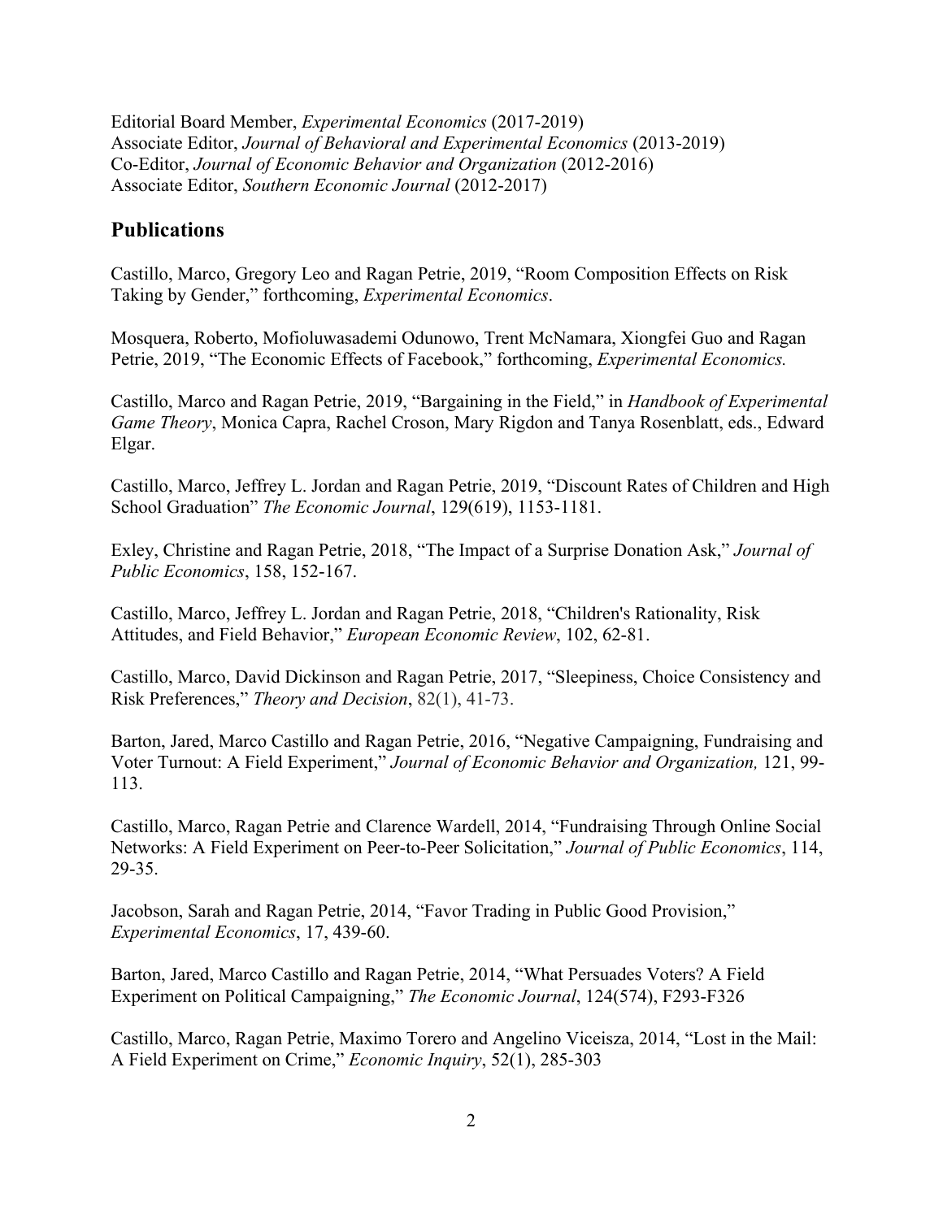Editorial Board Member, *Experimental Economics* (2017-2019)
Associate Editor, *Journal of Behavioral and Experimental Economics* (2013-2019)
Co-Editor, *Journal of Economic Behavior and Organization* (2012-2016)
Associate Editor, *Southern Economic Journal* (2012-2017)

## Publications

Castillo, Marco, Gregory Leo and Ragan Petrie, 2019, "Room Composition Effects on Risk Taking by Gender," forthcoming, *Experimental Economics*.

Mosquera, Roberto, Mofioluwasademi Odunowo, Trent McNamara, Xiongfei Guo and Ragan Petrie, 2019, "The Economic Effects of Facebook," forthcoming, *Experimental Economics.*

Castillo, Marco and Ragan Petrie, 2019, "Bargaining in the Field," in *Handbook of Experimental Game Theory*, Monica Capra, Rachel Croson, Mary Rigdon and Tanya Rosenblatt, eds., Edward Elgar.

Castillo, Marco, Jeffrey L. Jordan and Ragan Petrie, 2019, "Discount Rates of Children and High School Graduation" *The Economic Journal*, 129(619), 1153-1181.

Exley, Christine and Ragan Petrie, 2018, "The Impact of a Surprise Donation Ask," *Journal of Public Economics*, 158, 152-167.

Castillo, Marco, Jeffrey L. Jordan and Ragan Petrie, 2018, "Children's Rationality, Risk Attitudes, and Field Behavior," *European Economic Review*, 102, 62-81.

Castillo, Marco, David Dickinson and Ragan Petrie, 2017, "Sleepiness, Choice Consistency and Risk Preferences," *Theory and Decision*, 82(1), 41-73.

Barton, Jared, Marco Castillo and Ragan Petrie, 2016, "Negative Campaigning, Fundraising and Voter Turnout: A Field Experiment," *Journal of Economic Behavior and Organization,* 121, 99-113.

Castillo, Marco, Ragan Petrie and Clarence Wardell, 2014, "Fundraising Through Online Social Networks: A Field Experiment on Peer-to-Peer Solicitation," *Journal of Public Economics*, 114, 29-35.

Jacobson, Sarah and Ragan Petrie, 2014, "Favor Trading in Public Good Provision," *Experimental Economics*, 17, 439-60.

Barton, Jared, Marco Castillo and Ragan Petrie, 2014, "What Persuades Voters? A Field Experiment on Political Campaigning," *The Economic Journal*, 124(574), F293-F326

Castillo, Marco, Ragan Petrie, Maximo Torero and Angelino Viceisza, 2014, "Lost in the Mail: A Field Experiment on Crime," *Economic Inquiry*, 52(1), 285-303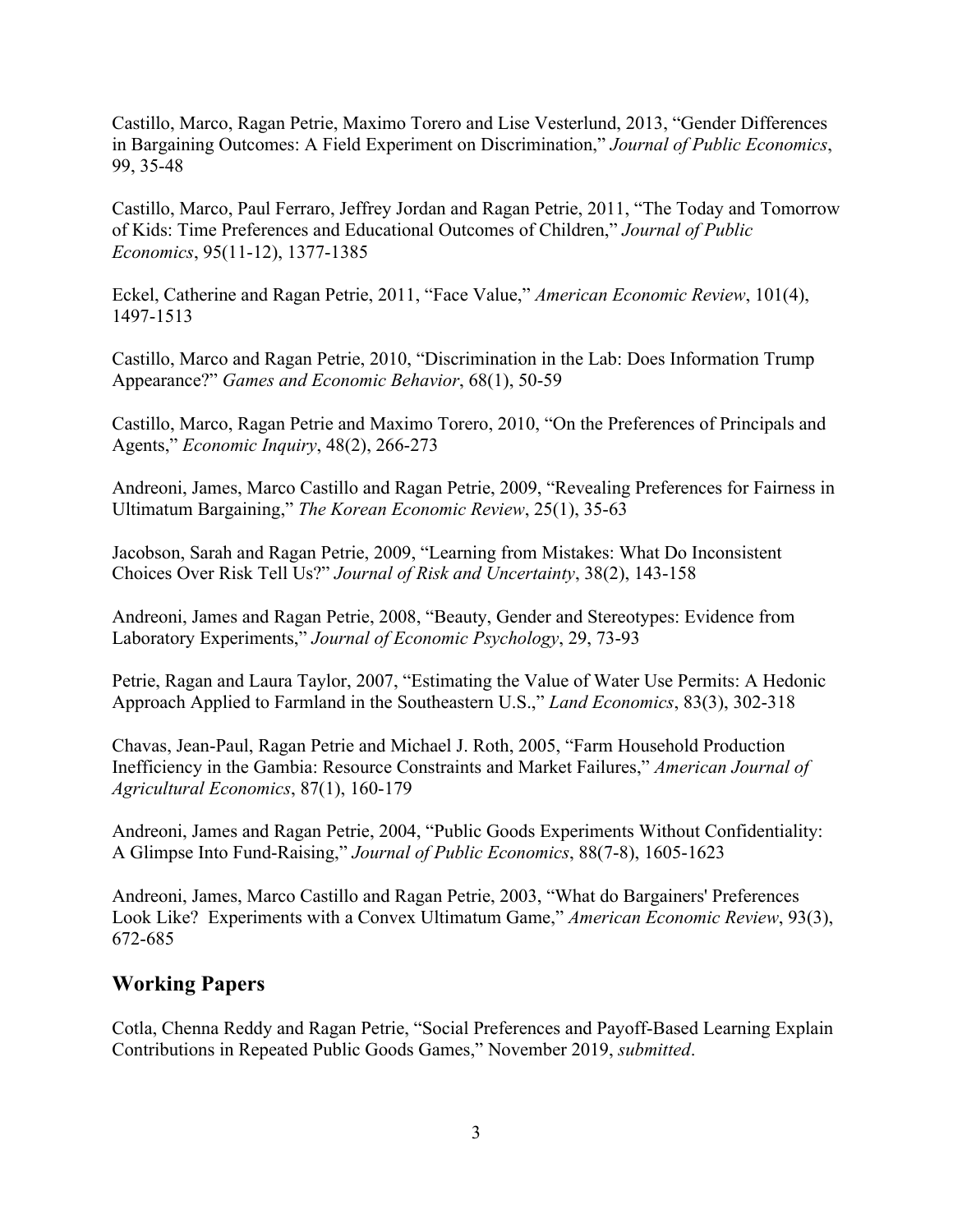Castillo, Marco, Ragan Petrie, Maximo Torero and Lise Vesterlund, 2013, "Gender Differences in Bargaining Outcomes: A Field Experiment on Discrimination," *Journal of Public Economics*, 99, 35-48

Castillo, Marco, Paul Ferraro, Jeffrey Jordan and Ragan Petrie, 2011, "The Today and Tomorrow of Kids: Time Preferences and Educational Outcomes of Children," *Journal of Public Economics*, 95(11-12), 1377-1385

Eckel, Catherine and Ragan Petrie, 2011, "Face Value," *American Economic Review*, 101(4), 1497-1513

Castillo, Marco and Ragan Petrie, 2010, "Discrimination in the Lab: Does Information Trump Appearance?" *Games and Economic Behavior*, 68(1), 50-59

Castillo, Marco, Ragan Petrie and Maximo Torero, 2010, "On the Preferences of Principals and Agents," *Economic Inquiry*, 48(2), 266-273

Andreoni, James, Marco Castillo and Ragan Petrie, 2009, "Revealing Preferences for Fairness in Ultimatum Bargaining," *The Korean Economic Review*, 25(1), 35-63

Jacobson, Sarah and Ragan Petrie, 2009, "Learning from Mistakes: What Do Inconsistent Choices Over Risk Tell Us?" *Journal of Risk and Uncertainty*, 38(2), 143-158

Andreoni, James and Ragan Petrie, 2008, "Beauty, Gender and Stereotypes: Evidence from Laboratory Experiments," *Journal of Economic Psychology*, 29, 73-93

Petrie, Ragan and Laura Taylor, 2007, "Estimating the Value of Water Use Permits: A Hedonic Approach Applied to Farmland in the Southeastern U.S.," *Land Economics*, 83(3), 302-318

Chavas, Jean-Paul, Ragan Petrie and Michael J. Roth, 2005, "Farm Household Production Inefficiency in the Gambia: Resource Constraints and Market Failures," *American Journal of Agricultural Economics*, 87(1), 160-179

Andreoni, James and Ragan Petrie, 2004, "Public Goods Experiments Without Confidentiality: A Glimpse Into Fund-Raising," *Journal of Public Economics*, 88(7-8), 1605-1623

Andreoni, James, Marco Castillo and Ragan Petrie, 2003, "What do Bargainers' Preferences Look Like? Experiments with a Convex Ultimatum Game," *American Economic Review*, 93(3), 672-685

## Working Papers

Cotla, Chenna Reddy and Ragan Petrie, "Social Preferences and Payoff-Based Learning Explain Contributions in Repeated Public Goods Games," November 2019, *submitted*.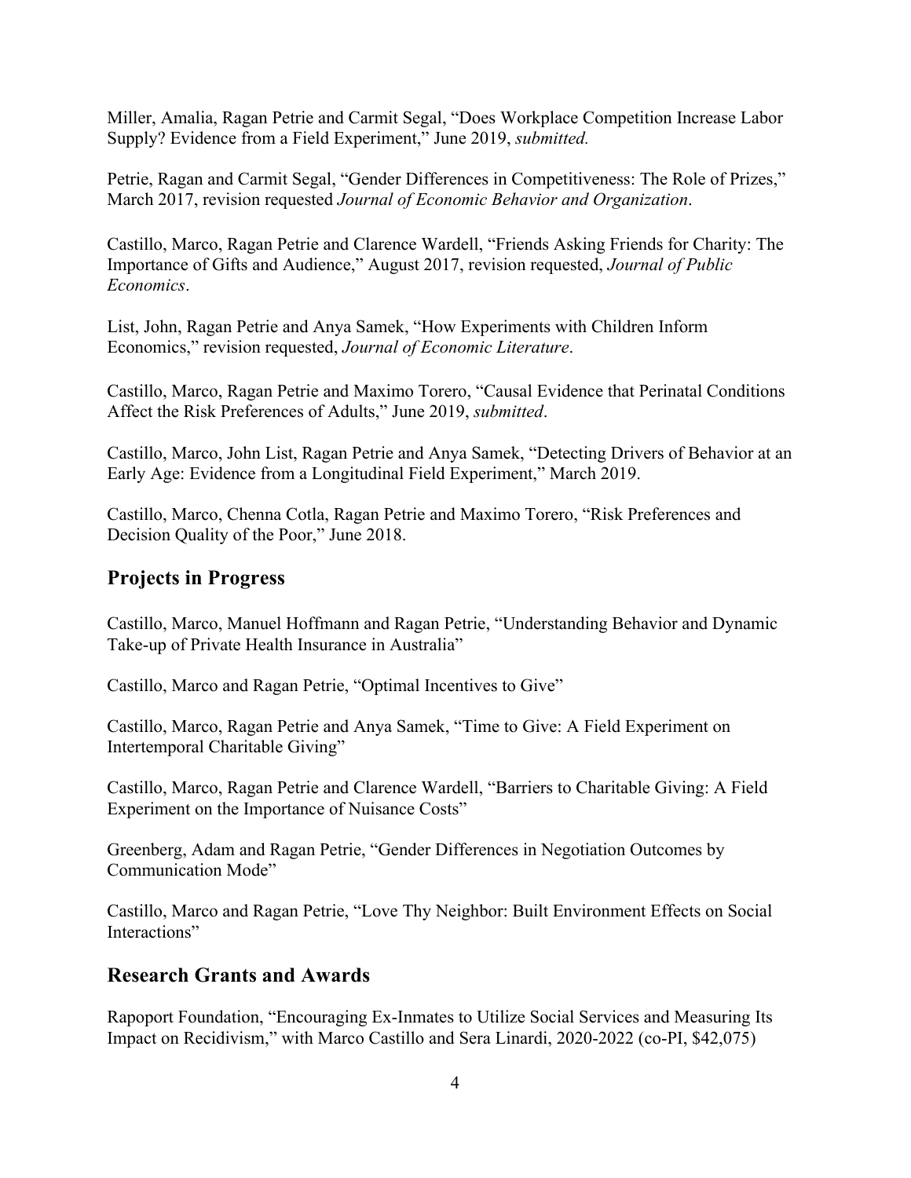Miller, Amalia, Ragan Petrie and Carmit Segal, "Does Workplace Competition Increase Labor Supply? Evidence from a Field Experiment," June 2019, *submitted.*

Petrie, Ragan and Carmit Segal, "Gender Differences in Competitiveness: The Role of Prizes," March 2017, revision requested *Journal of Economic Behavior and Organization*.

Castillo, Marco, Ragan Petrie and Clarence Wardell, "Friends Asking Friends for Charity: The Importance of Gifts and Audience," August 2017, revision requested, *Journal of Public Economics*.

List, John, Ragan Petrie and Anya Samek, "How Experiments with Children Inform Economics," revision requested, *Journal of Economic Literature*.

Castillo, Marco, Ragan Petrie and Maximo Torero, "Causal Evidence that Perinatal Conditions Affect the Risk Preferences of Adults," June 2019, *submitted*.

Castillo, Marco, John List, Ragan Petrie and Anya Samek, "Detecting Drivers of Behavior at an Early Age: Evidence from a Longitudinal Field Experiment," March 2019.

Castillo, Marco, Chenna Cotla, Ragan Petrie and Maximo Torero, "Risk Preferences and Decision Quality of the Poor," June 2018.

## Projects in Progress

Castillo, Marco, Manuel Hoffmann and Ragan Petrie, "Understanding Behavior and Dynamic Take-up of Private Health Insurance in Australia"

Castillo, Marco and Ragan Petrie, "Optimal Incentives to Give"

Castillo, Marco, Ragan Petrie and Anya Samek, "Time to Give: A Field Experiment on Intertemporal Charitable Giving"

Castillo, Marco, Ragan Petrie and Clarence Wardell, "Barriers to Charitable Giving: A Field Experiment on the Importance of Nuisance Costs"

Greenberg, Adam and Ragan Petrie, "Gender Differences in Negotiation Outcomes by Communication Mode"

Castillo, Marco and Ragan Petrie, "Love Thy Neighbor: Built Environment Effects on Social Interactions"

## Research Grants and Awards

Rapoport Foundation, "Encouraging Ex-Inmates to Utilize Social Services and Measuring Its Impact on Recidivism," with Marco Castillo and Sera Linardi, 2020-2022 (co-PI, $42,075)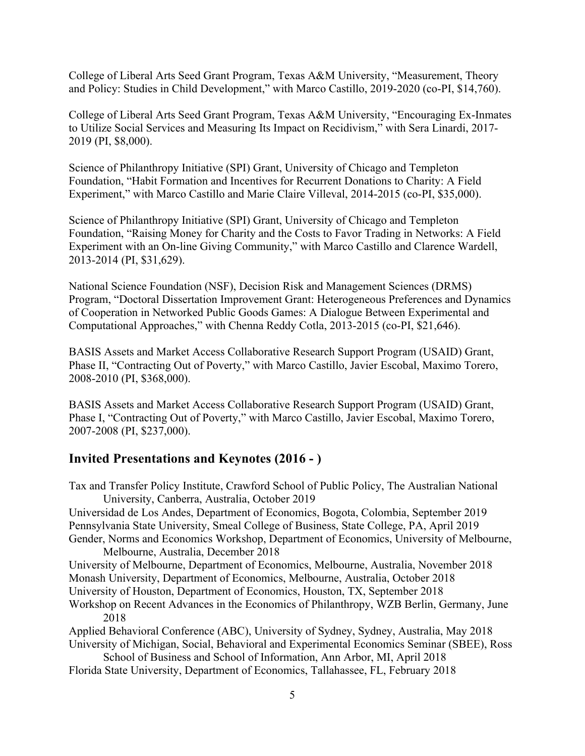College of Liberal Arts Seed Grant Program, Texas A&M University, “Measurement, Theory and Policy: Studies in Child Development,” with Marco Castillo, 2019-2020 (co-PI, $14,760).

College of Liberal Arts Seed Grant Program, Texas A&M University, “Encouraging Ex-Inmates to Utilize Social Services and Measuring Its Impact on Recidivism,” with Sera Linardi, 2017-2019 (PI, $8,000).

Science of Philanthropy Initiative (SPI) Grant, University of Chicago and Templeton Foundation, “Habit Formation and Incentives for Recurrent Donations to Charity: A Field Experiment,” with Marco Castillo and Marie Claire Villeval, 2014-2015 (co-PI, $35,000).

Science of Philanthropy Initiative (SPI) Grant, University of Chicago and Templeton Foundation, “Raising Money for Charity and the Costs to Favor Trading in Networks: A Field Experiment with an On-line Giving Community,” with Marco Castillo and Clarence Wardell, 2013-2014 (PI, $31,629).

National Science Foundation (NSF), Decision Risk and Management Sciences (DRMS) Program, “Doctoral Dissertation Improvement Grant: Heterogeneous Preferences and Dynamics of Cooperation in Networked Public Goods Games: A Dialogue Between Experimental and Computational Approaches,” with Chenna Reddy Cotla, 2013-2015 (co-PI, $21,646).

BASIS Assets and Market Access Collaborative Research Support Program (USAID) Grant, Phase II, “Contracting Out of Poverty,” with Marco Castillo, Javier Escobal, Maximo Torero, 2008-2010 (PI, $368,000).

BASIS Assets and Market Access Collaborative Research Support Program (USAID) Grant, Phase I, “Contracting Out of Poverty,” with Marco Castillo, Javier Escobal, Maximo Torero, 2007-2008 (PI, $237,000).

## Invited Presentations and Keynotes (2016 - )

Tax and Transfer Policy Institute, Crawford School of Public Policy, The Australian National University, Canberra, Australia, October 2019

Universidad de Los Andes, Department of Economics, Bogota, Colombia, September 2019

Pennsylvania State University, Smeal College of Business, State College, PA, April 2019

Gender, Norms and Economics Workshop, Department of Economics, University of Melbourne, Melbourne, Australia, December 2018

University of Melbourne, Department of Economics, Melbourne, Australia, November 2018

Monash University, Department of Economics, Melbourne, Australia, October 2018

University of Houston, Department of Economics, Houston, TX, September 2018

Workshop on Recent Advances in the Economics of Philanthropy, WZB Berlin, Germany, June 2018

Applied Behavioral Conference (ABC), University of Sydney, Sydney, Australia, May 2018

University of Michigan, Social, Behavioral and Experimental Economics Seminar (SBEE), Ross School of Business and School of Information, Ann Arbor, MI, April 2018

Florida State University, Department of Economics, Tallahassee, FL, February 2018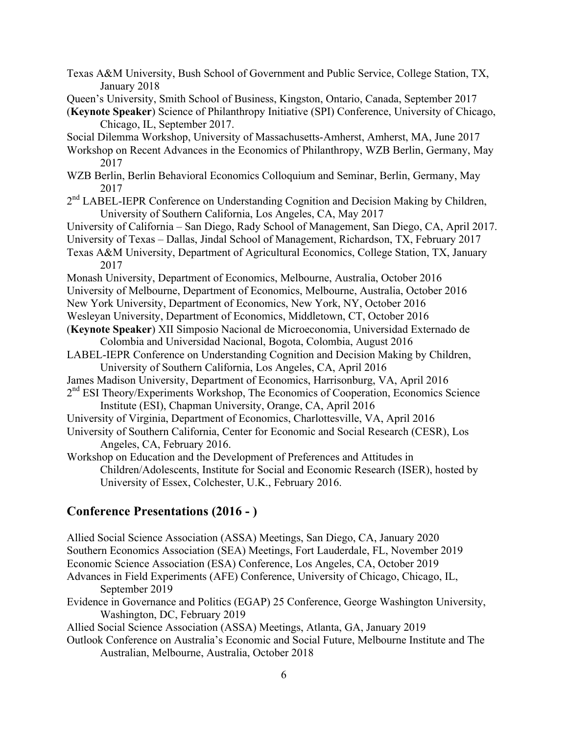Texas A&M University, Bush School of Government and Public Service, College Station, TX, January 2018

Queen's University, Smith School of Business, Kingston, Ontario, Canada, September 2017

(**Keynote Speaker**) Science of Philanthropy Initiative (SPI) Conference, University of Chicago, Chicago, IL, September 2017.

Social Dilemma Workshop, University of Massachusetts-Amherst, Amherst, MA, June 2017

Workshop on Recent Advances in the Economics of Philanthropy, WZB Berlin, Germany, May 2017

WZB Berlin, Berlin Behavioral Economics Colloquium and Seminar, Berlin, Germany, May 2017

2nd LABEL-IEPR Conference on Understanding Cognition and Decision Making by Children, University of Southern California, Los Angeles, CA, May 2017

University of California – San Diego, Rady School of Management, San Diego, CA, April 2017.

University of Texas – Dallas, Jindal School of Management, Richardson, TX, February 2017

Texas A&M University, Department of Agricultural Economics, College Station, TX, January 2017

Monash University, Department of Economics, Melbourne, Australia, October 2016

University of Melbourne, Department of Economics, Melbourne, Australia, October 2016

New York University, Department of Economics, New York, NY, October 2016

Wesleyan University, Department of Economics, Middletown, CT, October 2016

(**Keynote Speaker**) XII Simposio Nacional de Microeconomia, Universidad Externado de Colombia and Universidad Nacional, Bogota, Colombia, August 2016

LABEL-IEPR Conference on Understanding Cognition and Decision Making by Children, University of Southern California, Los Angeles, CA, April 2016

James Madison University, Department of Economics, Harrisonburg, VA, April 2016

2nd ESI Theory/Experiments Workshop, The Economics of Cooperation, Economics Science Institute (ESI), Chapman University, Orange, CA, April 2016

University of Virginia, Department of Economics, Charlottesville, VA, April 2016

University of Southern California, Center for Economic and Social Research (CESR), Los Angeles, CA, February 2016.

Workshop on Education and the Development of Preferences and Attitudes in Children/Adolescents, Institute for Social and Economic Research (ISER), hosted by University of Essex, Colchester, U.K., February 2016.

## Conference Presentations (2016 - )

Allied Social Science Association (ASSA) Meetings, San Diego, CA, January 2020

Southern Economics Association (SEA) Meetings, Fort Lauderdale, FL, November 2019

Economic Science Association (ESA) Conference, Los Angeles, CA, October 2019

Advances in Field Experiments (AFE) Conference, University of Chicago, Chicago, IL, September 2019

Evidence in Governance and Politics (EGAP) 25 Conference, George Washington University, Washington, DC, February 2019

Allied Social Science Association (ASSA) Meetings, Atlanta, GA, January 2019

Outlook Conference on Australia's Economic and Social Future, Melbourne Institute and The Australian, Melbourne, Australia, October 2018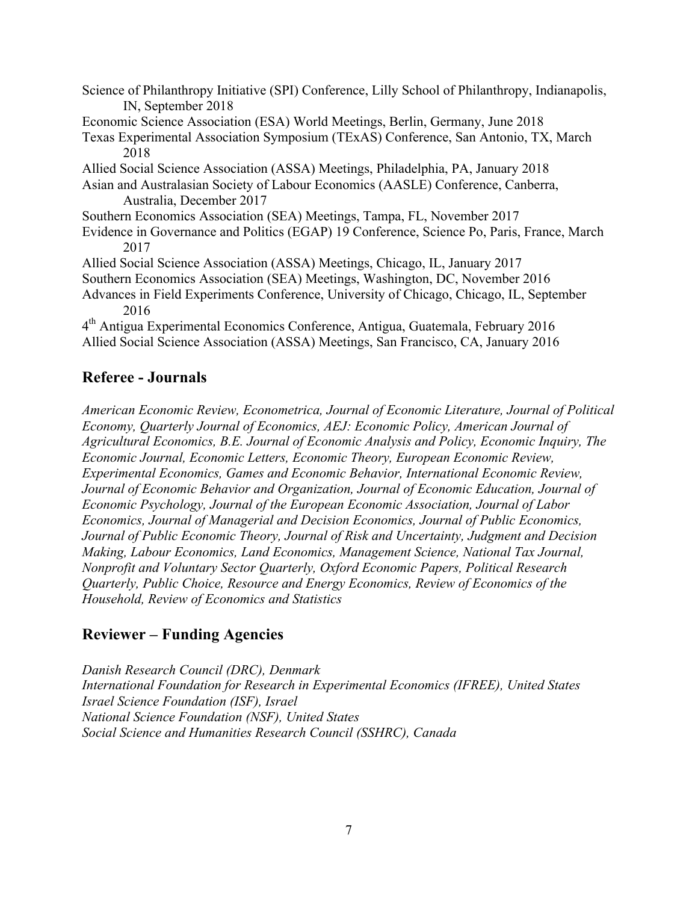Science of Philanthropy Initiative (SPI) Conference, Lilly School of Philanthropy, Indianapolis, IN, September 2018
Economic Science Association (ESA) World Meetings, Berlin, Germany, June 2018
Texas Experimental Association Symposium (TExAS) Conference, San Antonio, TX, March 2018
Allied Social Science Association (ASSA) Meetings, Philadelphia, PA, January 2018
Asian and Australasian Society of Labour Economics (AASLE) Conference, Canberra, Australia, December 2017
Southern Economics Association (SEA) Meetings, Tampa, FL, November 2017
Evidence in Governance and Politics (EGAP) 19 Conference, Science Po, Paris, France, March 2017
Allied Social Science Association (ASSA) Meetings, Chicago, IL, January 2017
Southern Economics Association (SEA) Meetings, Washington, DC, November 2016
Advances in Field Experiments Conference, University of Chicago, Chicago, IL, September 2016
4th Antigua Experimental Economics Conference, Antigua, Guatemala, February 2016
Allied Social Science Association (ASSA) Meetings, San Francisco, CA, January 2016

## Referee - Journals

*American Economic Review, Econometrica, Journal of Economic Literature, Journal of Political Economy, Quarterly Journal of Economics, AEJ: Economic Policy, American Journal of Agricultural Economics, B.E. Journal of Economic Analysis and Policy, Economic Inquiry, The Economic Journal, Economic Letters, Economic Theory, European Economic Review, Experimental Economics, Games and Economic Behavior, International Economic Review, Journal of Economic Behavior and Organization, Journal of Economic Education, Journal of Economic Psychology, Journal of the European Economic Association, Journal of Labor Economics, Journal of Managerial and Decision Economics, Journal of Public Economics, Journal of Public Economic Theory, Journal of Risk and Uncertainty, Judgment and Decision Making, Labour Economics, Land Economics, Management Science, National Tax Journal, Nonprofit and Voluntary Sector Quarterly, Oxford Economic Papers, Political Research Quarterly, Public Choice, Resource and Energy Economics, Review of Economics of the Household, Review of Economics and Statistics*

## Reviewer – Funding Agencies

*Danish Research Council (DRC), Denmark*
*International Foundation for Research in Experimental Economics (IFREE), United States*
*Israel Science Foundation (ISF), Israel*
*National Science Foundation (NSF), United States*
*Social Science and Humanities Research Council (SSHRC), Canada*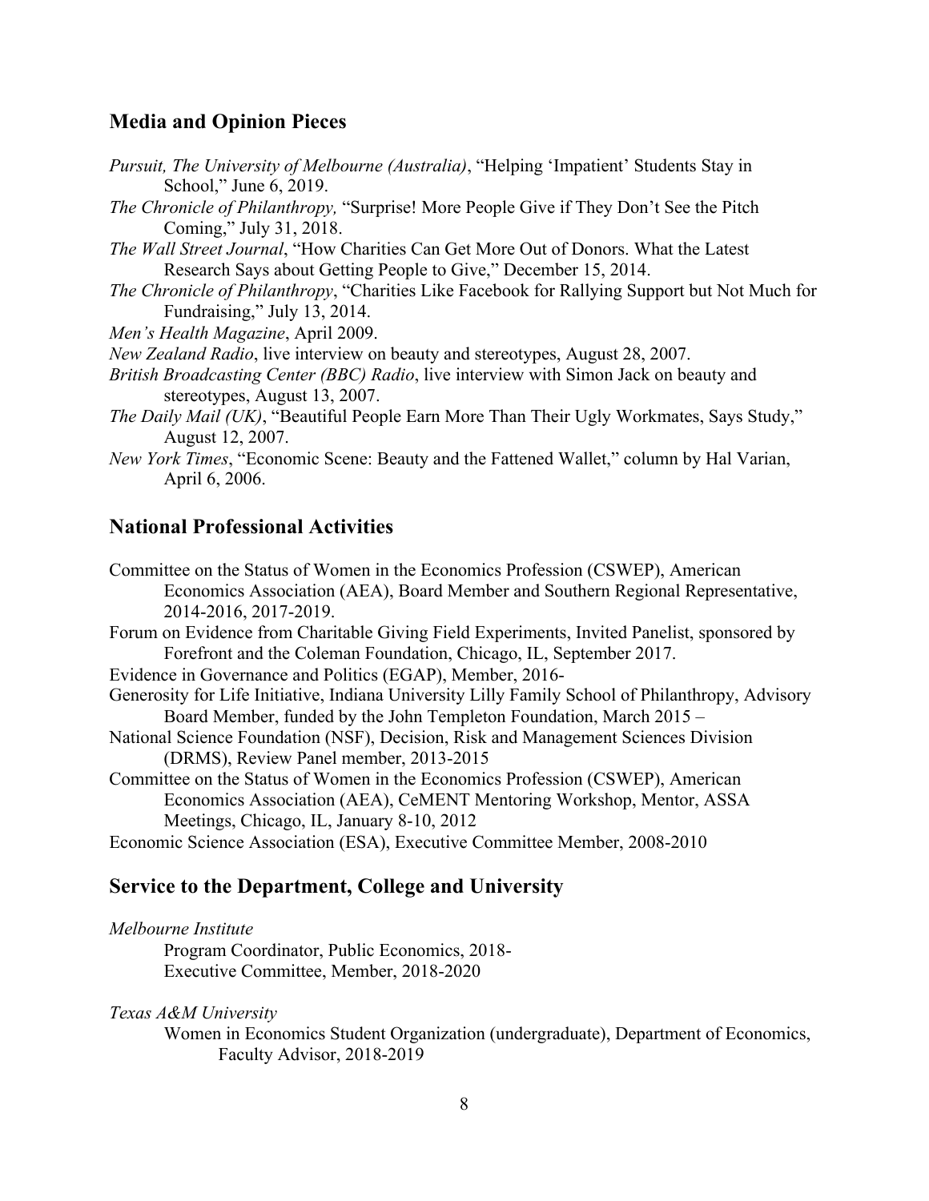## Media and Opinion Pieces

*Pursuit, The University of Melbourne (Australia)*, "Helping 'Impatient' Students Stay in School," June 6, 2019.

*The Chronicle of Philanthropy,* "Surprise! More People Give if They Don't See the Pitch Coming," July 31, 2018.

*The Wall Street Journal*, "How Charities Can Get More Out of Donors. What the Latest Research Says about Getting People to Give," December 15, 2014.

*The Chronicle of Philanthropy*, "Charities Like Facebook for Rallying Support but Not Much for Fundraising," July 13, 2014.

*Men's Health Magazine*, April 2009.

*New Zealand Radio*, live interview on beauty and stereotypes, August 28, 2007.

*British Broadcasting Center (BBC) Radio*, live interview with Simon Jack on beauty and stereotypes, August 13, 2007.

*The Daily Mail (UK)*, "Beautiful People Earn More Than Their Ugly Workmates, Says Study," August 12, 2007.

*New York Times*, "Economic Scene: Beauty and the Fattened Wallet," column by Hal Varian, April 6, 2006.

## National Professional Activities

Committee on the Status of Women in the Economics Profession (CSWEP), American Economics Association (AEA), Board Member and Southern Regional Representative, 2014-2016, 2017-2019.

Forum on Evidence from Charitable Giving Field Experiments, Invited Panelist, sponsored by Forefront and the Coleman Foundation, Chicago, IL, September 2017.

Evidence in Governance and Politics (EGAP), Member, 2016-

Generosity for Life Initiative, Indiana University Lilly Family School of Philanthropy, Advisory Board Member, funded by the John Templeton Foundation, March 2015 –

National Science Foundation (NSF), Decision, Risk and Management Sciences Division (DRMS), Review Panel member, 2013-2015

Committee on the Status of Women in the Economics Profession (CSWEP), American Economics Association (AEA), CeMENT Mentoring Workshop, Mentor, ASSA Meetings, Chicago, IL, January 8-10, 2012

Economic Science Association (ESA), Executive Committee Member, 2008-2010

## Service to the Department, College and University

*Melbourne Institute*

Program Coordinator, Public Economics, 2018-
Executive Committee, Member, 2018-2020

*Texas A&M University*

Women in Economics Student Organization (undergraduate), Department of Economics, Faculty Advisor, 2018-2019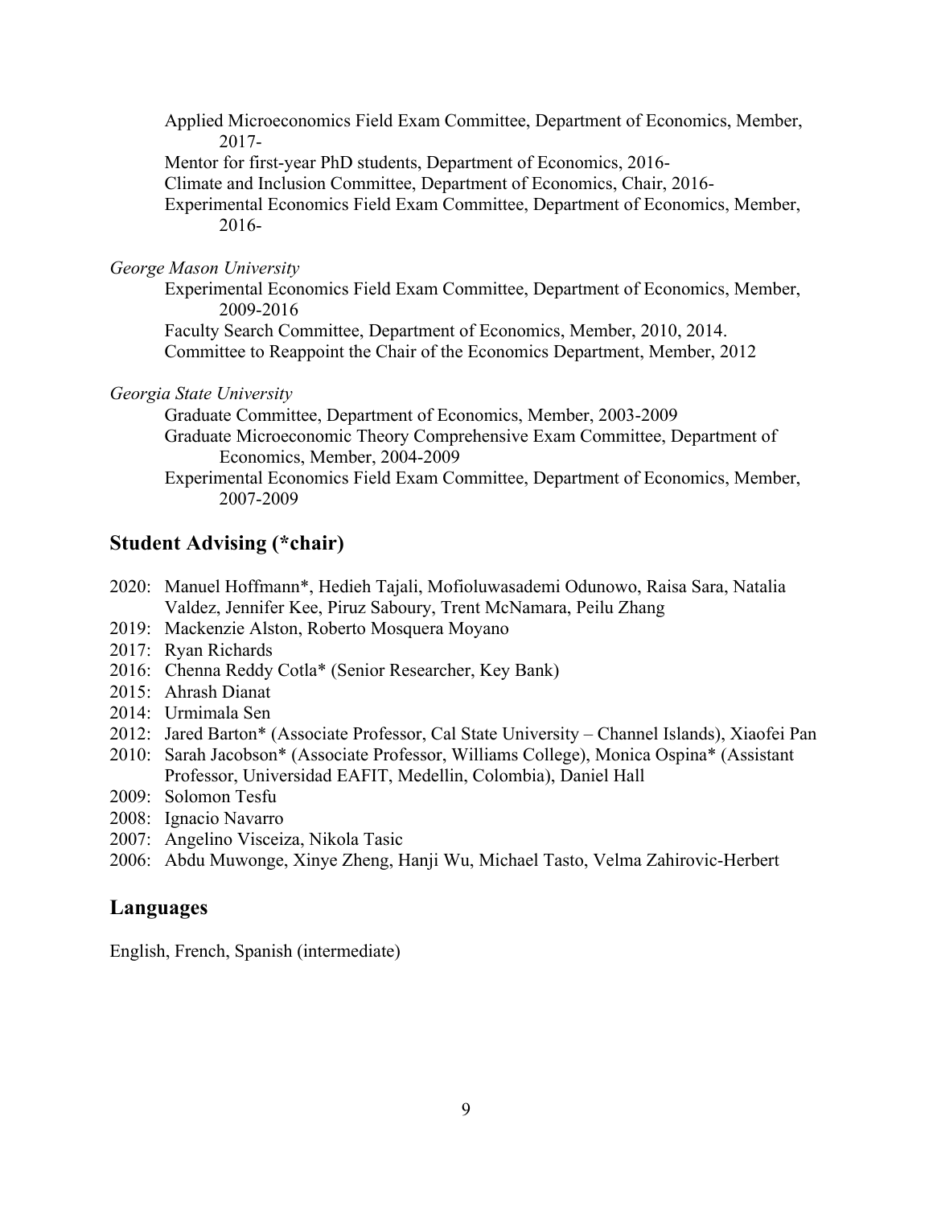Applied Microeconomics Field Exam Committee, Department of Economics, Member, 2017-

Mentor for first-year PhD students, Department of Economics, 2016-

Climate and Inclusion Committee, Department of Economics, Chair, 2016-

Experimental Economics Field Exam Committee, Department of Economics, Member, 2016-

*George Mason University*

Experimental Economics Field Exam Committee, Department of Economics, Member, 2009-2016

Faculty Search Committee, Department of Economics, Member, 2010, 2014.

Committee to Reappoint the Chair of the Economics Department, Member, 2012

*Georgia State University*

Graduate Committee, Department of Economics, Member, 2003-2009

Graduate Microeconomic Theory Comprehensive Exam Committee, Department of Economics, Member, 2004-2009

Experimental Economics Field Exam Committee, Department of Economics, Member, 2007-2009

## Student Advising (*chair)

2020: Manuel Hoffmann*, Hedieh Tajali, Mofioluwasademi Odunowo, Raisa Sara, Natalia Valdez, Jennifer Kee, Piruz Saboury, Trent McNamara, Peilu Zhang

2019: Mackenzie Alston, Roberto Mosquera Moyano

2017: Ryan Richards

2016: Chenna Reddy Cotla* (Senior Researcher, Key Bank)

2015: Ahrash Dianat

2014: Urmimala Sen

2012: Jared Barton* (Associate Professor, Cal State University – Channel Islands), Xiaofei Pan

2010: Sarah Jacobson* (Associate Professor, Williams College), Monica Ospina* (Assistant Professor, Universidad EAFIT, Medellin, Colombia), Daniel Hall

2009: Solomon Tesfu

2008: Ignacio Navarro

2007: Angelino Visceiza, Nikola Tasic

2006: Abdu Muwonge, Xinye Zheng, Hanji Wu, Michael Tasto, Velma Zahirovic-Herbert

## Languages

English, French, Spanish (intermediate)